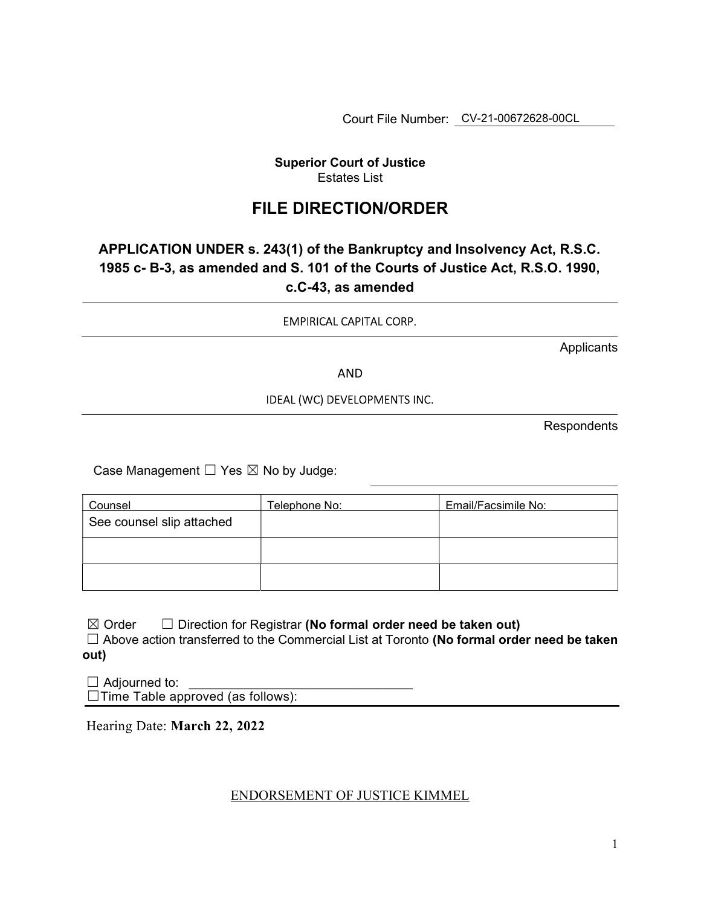Court File Number: CV-21-00672628-00CL

**Superior Court of Justice**
Estates List

# FILE DIRECTION/ORDER

## APPLICATION UNDER s. 243(1) of the Bankruptcy and Insolvency Act, R.S.C. 1985 c- B-3, as amended and S. 101 of the Courts of Justice Act, R.S.O. 1990, c.C-43, as amended

EMPIRICAL CAPITAL CORP.

Applicants

AND

IDEAL (WC) DEVELOPMENTS INC.

Respondents

Case Management ☐ Yes ☒ No by Judge: ____________________

| Counsel | Telephone No: | Email/Facsimile No: |
|---|---|---|
| See counsel slip attached | | |
| | | |
| | | |

☒ Order ☐ Direction for Registrar **(No formal order need be taken out)**
☐ Above action transferred to the Commercial List at Toronto **(No formal order need be taken out)**

☐ Adjourned to: ________________________________
☐Time Table approved (as follows):

Hearing Date: **March 22, 2022**

ENDORSEMENT OF JUSTICE KIMMEL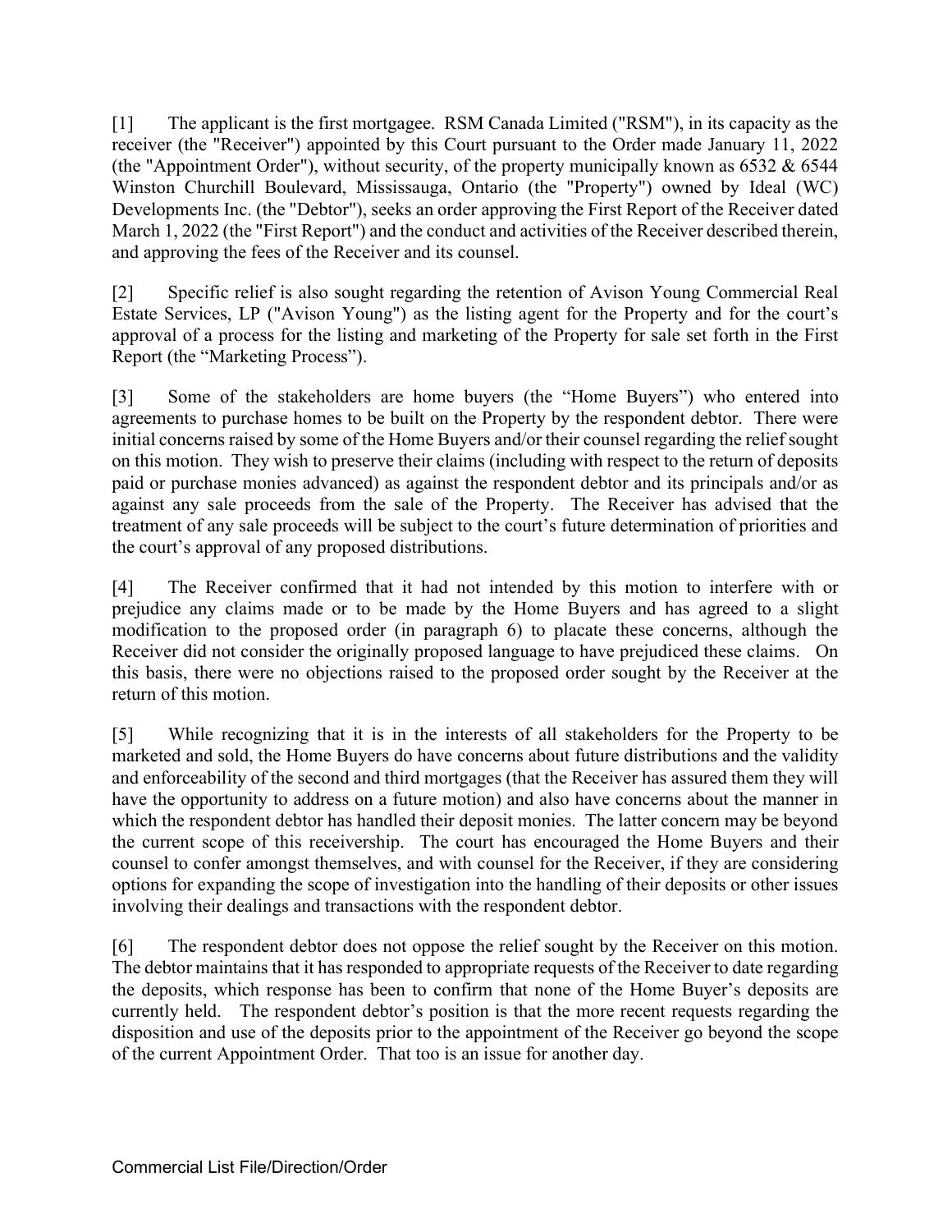[1] The applicant is the first mortgagee. RSM Canada Limited ("RSM"), in its capacity as the receiver (the "Receiver") appointed by this Court pursuant to the Order made January 11, 2022 (the "Appointment Order"), without security, of the property municipally known as 6532 & 6544 Winston Churchill Boulevard, Mississauga, Ontario (the "Property") owned by Ideal (WC) Developments Inc. (the "Debtor"), seeks an order approving the First Report of the Receiver dated March 1, 2022 (the "First Report") and the conduct and activities of the Receiver described therein, and approving the fees of the Receiver and its counsel.

[2] Specific relief is also sought regarding the retention of Avison Young Commercial Real Estate Services, LP ("Avison Young") as the listing agent for the Property and for the court's approval of a process for the listing and marketing of the Property for sale set forth in the First Report (the "Marketing Process").

[3] Some of the stakeholders are home buyers (the "Home Buyers") who entered into agreements to purchase homes to be built on the Property by the respondent debtor. There were initial concerns raised by some of the Home Buyers and/or their counsel regarding the relief sought on this motion. They wish to preserve their claims (including with respect to the return of deposits paid or purchase monies advanced) as against the respondent debtor and its principals and/or as against any sale proceeds from the sale of the Property. The Receiver has advised that the treatment of any sale proceeds will be subject to the court's future determination of priorities and the court's approval of any proposed distributions.

[4] The Receiver confirmed that it had not intended by this motion to interfere with or prejudice any claims made or to be made by the Home Buyers and has agreed to a slight modification to the proposed order (in paragraph 6) to placate these concerns, although the Receiver did not consider the originally proposed language to have prejudiced these claims. On this basis, there were no objections raised to the proposed order sought by the Receiver at the return of this motion.

[5] While recognizing that it is in the interests of all stakeholders for the Property to be marketed and sold, the Home Buyers do have concerns about future distributions and the validity and enforceability of the second and third mortgages (that the Receiver has assured them they will have the opportunity to address on a future motion) and also have concerns about the manner in which the respondent debtor has handled their deposit monies. The latter concern may be beyond the current scope of this receivership. The court has encouraged the Home Buyers and their counsel to confer amongst themselves, and with counsel for the Receiver, if they are considering options for expanding the scope of investigation into the handling of their deposits or other issues involving their dealings and transactions with the respondent debtor.

[6] The respondent debtor does not oppose the relief sought by the Receiver on this motion. The debtor maintains that it has responded to appropriate requests of the Receiver to date regarding the deposits, which response has been to confirm that none of the Home Buyer's deposits are currently held. The respondent debtor's position is that the more recent requests regarding the disposition and use of the deposits prior to the appointment of the Receiver go beyond the scope of the current Appointment Order. That too is an issue for another day.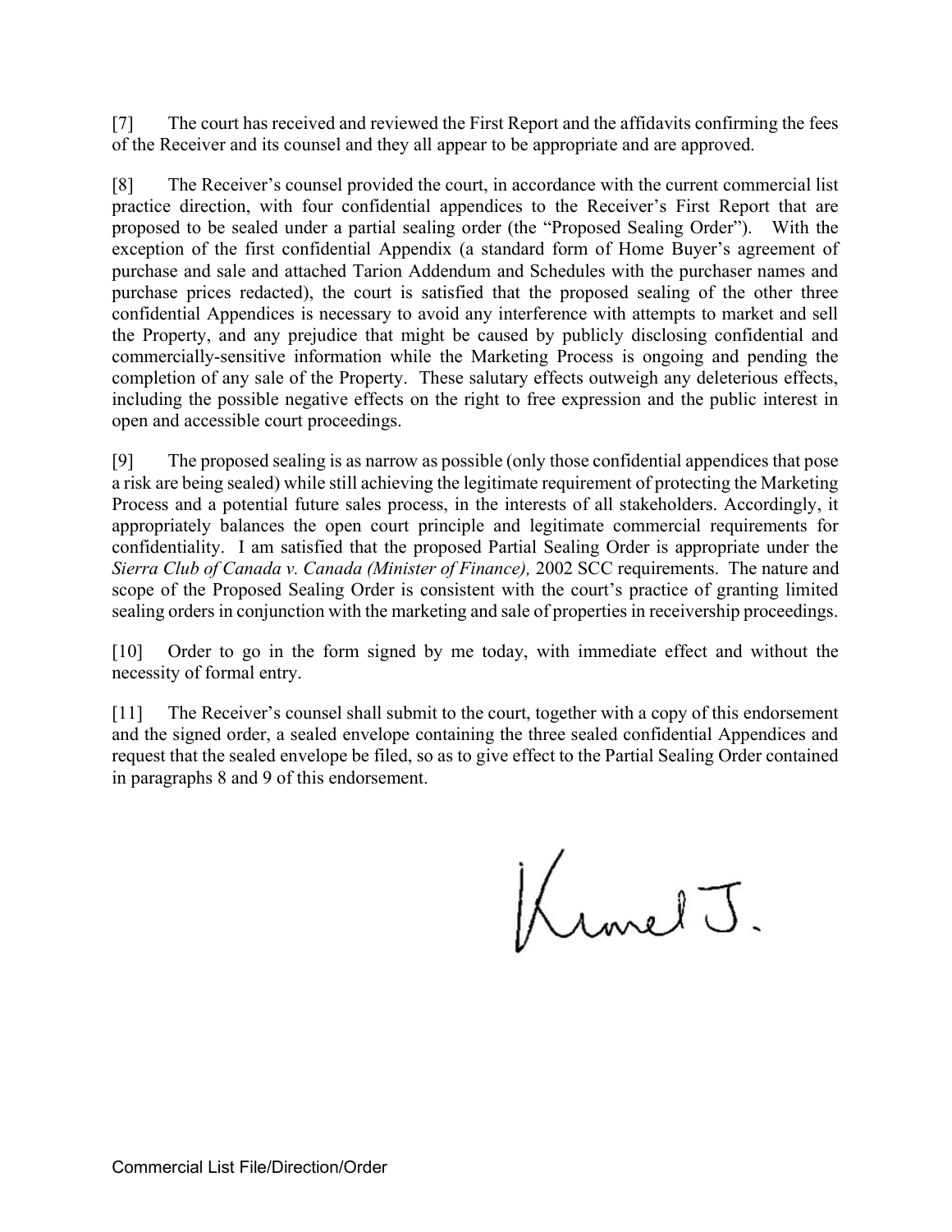[7] The court has received and reviewed the First Report and the affidavits confirming the fees of the Receiver and its counsel and they all appear to be appropriate and are approved.

[8] The Receiver's counsel provided the court, in accordance with the current commercial list practice direction, with four confidential appendices to the Receiver's First Report that are proposed to be sealed under a partial sealing order (the "Proposed Sealing Order"). With the exception of the first confidential Appendix (a standard form of Home Buyer's agreement of purchase and sale and attached Tarion Addendum and Schedules with the purchaser names and purchase prices redacted), the court is satisfied that the proposed sealing of the other three confidential Appendices is necessary to avoid any interference with attempts to market and sell the Property, and any prejudice that might be caused by publicly disclosing confidential and commercially-sensitive information while the Marketing Process is ongoing and pending the completion of any sale of the Property. These salutary effects outweigh any deleterious effects, including the possible negative effects on the right to free expression and the public interest in open and accessible court proceedings.

[9] The proposed sealing is as narrow as possible (only those confidential appendices that pose a risk are being sealed) while still achieving the legitimate requirement of protecting the Marketing Process and a potential future sales process, in the interests of all stakeholders. Accordingly, it appropriately balances the open court principle and legitimate commercial requirements for confidentiality. I am satisfied that the proposed Partial Sealing Order is appropriate under the *Sierra Club of Canada v. Canada (Minister of Finance),* 2002 SCC requirements. The nature and scope of the Proposed Sealing Order is consistent with the court's practice of granting limited sealing orders in conjunction with the marketing and sale of properties in receivership proceedings.

[10] Order to go in the form signed by me today, with immediate effect and without the necessity of formal entry.

[11] The Receiver's counsel shall submit to the court, together with a copy of this endorsement and the signed order, a sealed envelope containing the three sealed confidential Appendices and request that the sealed envelope be filed, so as to give effect to the Partial Sealing Order contained in paragraphs 8 and 9 of this endorsement.

Kimel J.